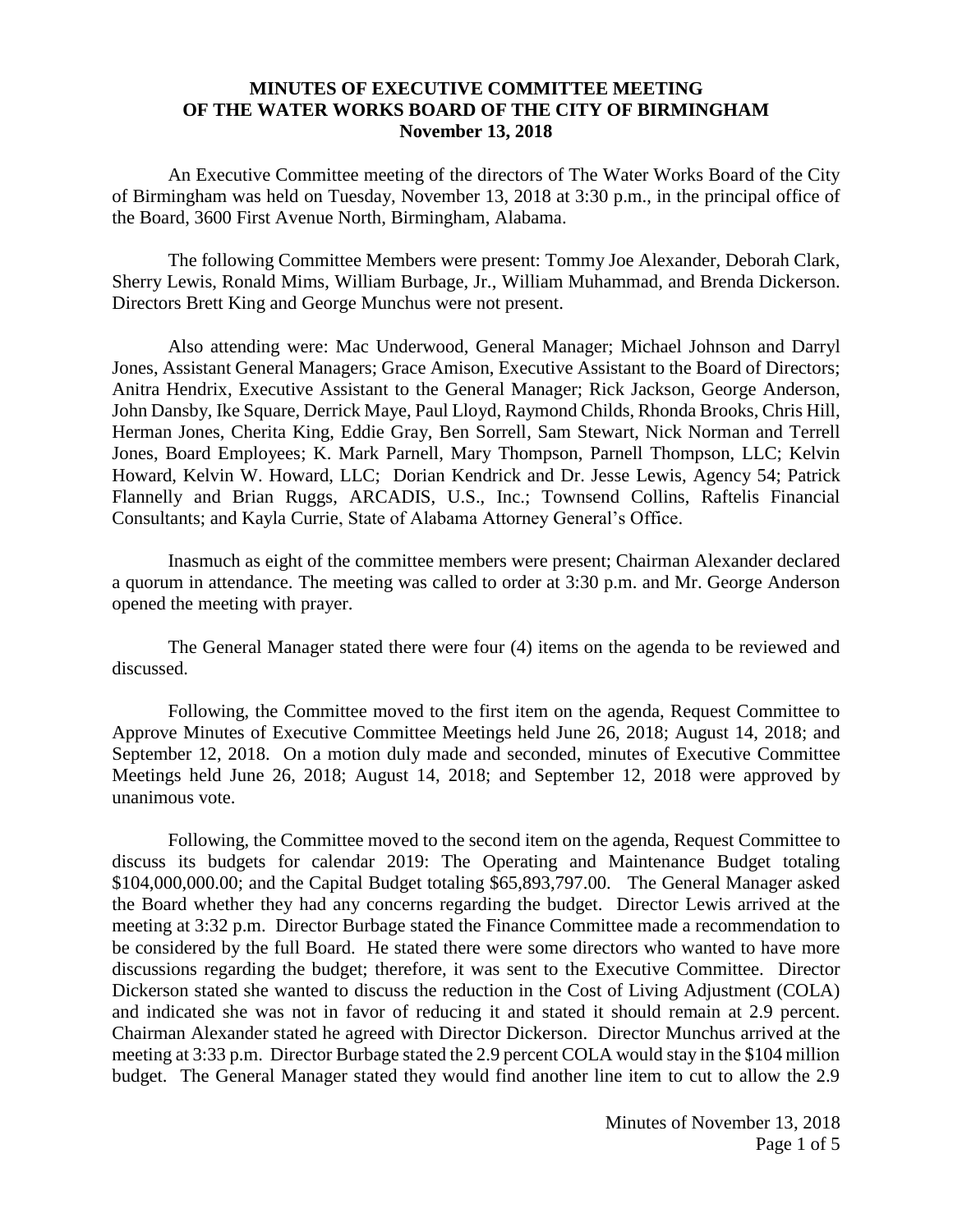# MINUTES OF EXECUTIVE COMMITTEE MEETING OF THE WATER WORKS BOARD OF THE CITY OF BIRMINGHAM

**November 13, 2018**

An Executive Committee meeting of the directors of The Water Works Board of the City of Birmingham was held on Tuesday, November 13, 2018 at 3:30 p.m., in the principal office of the Board, 3600 First Avenue North, Birmingham, Alabama.

The following Committee Members were present: Tommy Joe Alexander, Deborah Clark, Sherry Lewis, Ronald Mims, William Burbage, Jr., William Muhammad, and Brenda Dickerson. Directors Brett King and George Munchus were not present.

Also attending were: Mac Underwood, General Manager; Michael Johnson and Darryl Jones, Assistant General Managers; Grace Amison, Executive Assistant to the Board of Directors; Anitra Hendrix, Executive Assistant to the General Manager; Rick Jackson, George Anderson, John Dansby, Ike Square, Derrick Maye, Paul Lloyd, Raymond Childs, Rhonda Brooks, Chris Hill, Herman Jones, Cherita King, Eddie Gray, Ben Sorrell, Sam Stewart, Nick Norman and Terrell Jones, Board Employees; K. Mark Parnell, Mary Thompson, Parnell Thompson, LLC; Kelvin Howard, Kelvin W. Howard, LLC; Dorian Kendrick and Dr. Jesse Lewis, Agency 54; Patrick Flannelly and Brian Ruggs, ARCADIS, U.S., Inc.; Townsend Collins, Raftelis Financial Consultants; and Kayla Currie, State of Alabama Attorney General's Office.

Inasmuch as eight of the committee members were present; Chairman Alexander declared a quorum in attendance. The meeting was called to order at 3:30 p.m. and Mr. George Anderson opened the meeting with prayer.

The General Manager stated there were four (4) items on the agenda to be reviewed and discussed.

Following, the Committee moved to the first item on the agenda, Request Committee to Approve Minutes of Executive Committee Meetings held June 26, 2018; August 14, 2018; and September 12, 2018. On a motion duly made and seconded, minutes of Executive Committee Meetings held June 26, 2018; August 14, 2018; and September 12, 2018 were approved by unanimous vote.

Following, the Committee moved to the second item on the agenda, Request Committee to discuss its budgets for calendar 2019: The Operating and Maintenance Budget totaling $104,000,000.00; and the Capital Budget totaling $65,893,797.00. The General Manager asked the Board whether they had any concerns regarding the budget. Director Lewis arrived at the meeting at 3:32 p.m. Director Burbage stated the Finance Committee made a recommendation to be considered by the full Board. He stated there were some directors who wanted to have more discussions regarding the budget; therefore, it was sent to the Executive Committee. Director Dickerson stated she wanted to discuss the reduction in the Cost of Living Adjustment (COLA) and indicated she was not in favor of reducing it and stated it should remain at 2.9 percent. Chairman Alexander stated he agreed with Director Dickerson. Director Munchus arrived at the meeting at 3:33 p.m. Director Burbage stated the 2.9 percent COLA would stay in the $104 million budget. The General Manager stated they would find another line item to cut to allow the 2.9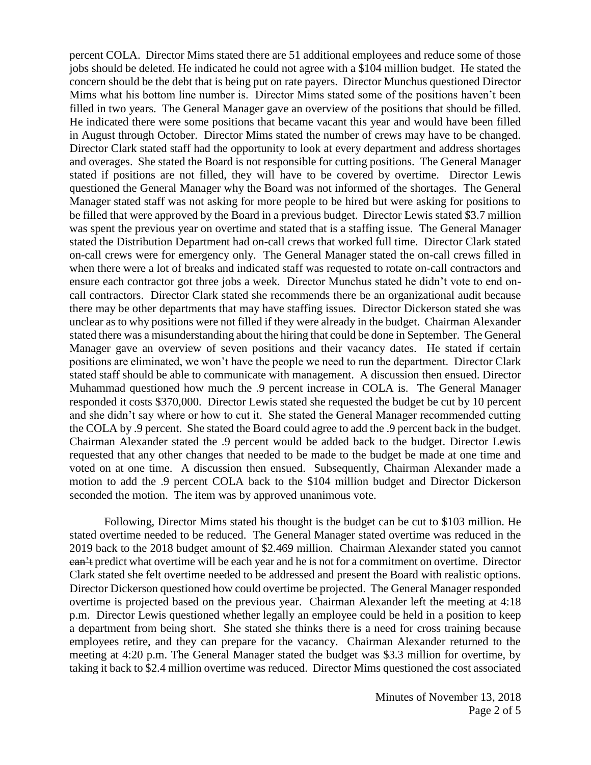percent COLA. Director Mims stated there are 51 additional employees and reduce some of those jobs should be deleted. He indicated he could not agree with a $104 million budget. He stated the concern should be the debt that is being put on rate payers. Director Munchus questioned Director Mims what his bottom line number is. Director Mims stated some of the positions haven't been filled in two years. The General Manager gave an overview of the positions that should be filled. He indicated there were some positions that became vacant this year and would have been filled in August through October. Director Mims stated the number of crews may have to be changed. Director Clark stated staff had the opportunity to look at every department and address shortages and overages. She stated the Board is not responsible for cutting positions. The General Manager stated if positions are not filled, they will have to be covered by overtime. Director Lewis questioned the General Manager why the Board was not informed of the shortages. The General Manager stated staff was not asking for more people to be hired but were asking for positions to be filled that were approved by the Board in a previous budget. Director Lewis stated $3.7 million was spent the previous year on overtime and stated that is a staffing issue. The General Manager stated the Distribution Department had on-call crews that worked full time. Director Clark stated on-call crews were for emergency only. The General Manager stated the on-call crews filled in when there were a lot of breaks and indicated staff was requested to rotate on-call contractors and ensure each contractor got three jobs a week. Director Munchus stated he didn't vote to end on-call contractors. Director Clark stated she recommends there be an organizational audit because there may be other departments that may have staffing issues. Director Dickerson stated she was unclear as to why positions were not filled if they were already in the budget. Chairman Alexander stated there was a misunderstanding about the hiring that could be done in September. The General Manager gave an overview of seven positions and their vacancy dates. He stated if certain positions are eliminated, we won't have the people we need to run the department. Director Clark stated staff should be able to communicate with management. A discussion then ensued. Director Muhammad questioned how much the .9 percent increase in COLA is. The General Manager responded it costs $370,000. Director Lewis stated she requested the budget be cut by 10 percent and she didn't say where or how to cut it. She stated the General Manager recommended cutting the COLA by .9 percent. She stated the Board could agree to add the .9 percent back in the budget. Chairman Alexander stated the .9 percent would be added back to the budget. Director Lewis requested that any other changes that needed to be made to the budget be made at one time and voted on at one time. A discussion then ensued. Subsequently, Chairman Alexander made a motion to add the .9 percent COLA back to the $104 million budget and Director Dickerson seconded the motion. The item was by approved unanimous vote.

Following, Director Mims stated his thought is the budget can be cut to $103 million. He stated overtime needed to be reduced. The General Manager stated overtime was reduced in the 2019 back to the 2018 budget amount of $2.469 million. Chairman Alexander stated you cannot ~~can't~~ predict what overtime will be each year and he is not for a commitment on overtime. Director Clark stated she felt overtime needed to be addressed and present the Board with realistic options. Director Dickerson questioned how could overtime be projected. The General Manager responded overtime is projected based on the previous year. Chairman Alexander left the meeting at 4:18 p.m. Director Lewis questioned whether legally an employee could be held in a position to keep a department from being short. She stated she thinks there is a need for cross training because employees retire, and they can prepare for the vacancy. Chairman Alexander returned to the meeting at 4:20 p.m. The General Manager stated the budget was $3.3 million for overtime, by taking it back to $2.4 million overtime was reduced. Director Mims questioned the cost associated

Minutes of November 13, 2018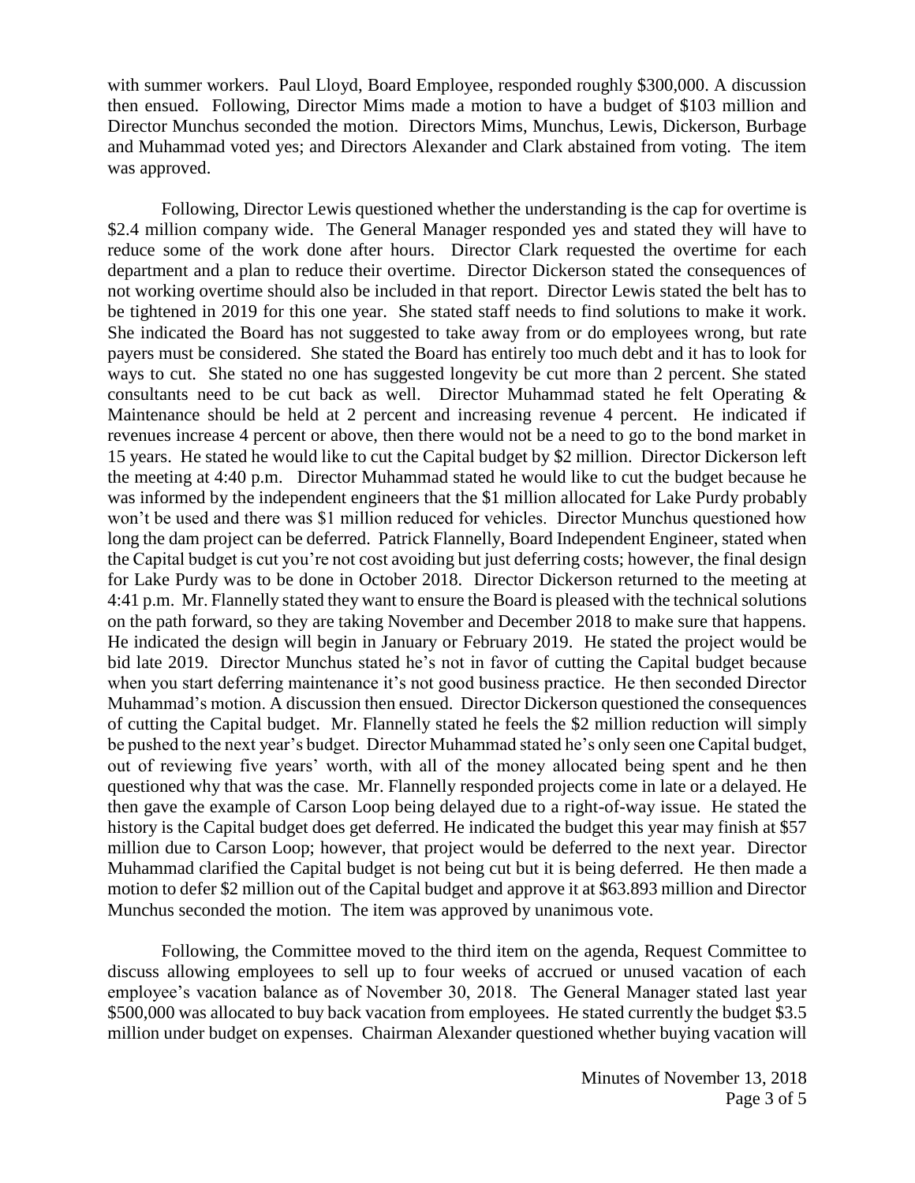with summer workers. Paul Lloyd, Board Employee, responded roughly $300,000. A discussion then ensued. Following, Director Mims made a motion to have a budget of $103 million and Director Munchus seconded the motion. Directors Mims, Munchus, Lewis, Dickerson, Burbage and Muhammad voted yes; and Directors Alexander and Clark abstained from voting. The item was approved.

Following, Director Lewis questioned whether the understanding is the cap for overtime is $2.4 million company wide. The General Manager responded yes and stated they will have to reduce some of the work done after hours. Director Clark requested the overtime for each department and a plan to reduce their overtime. Director Dickerson stated the consequences of not working overtime should also be included in that report. Director Lewis stated the belt has to be tightened in 2019 for this one year. She stated staff needs to find solutions to make it work. She indicated the Board has not suggested to take away from or do employees wrong, but rate payers must be considered. She stated the Board has entirely too much debt and it has to look for ways to cut. She stated no one has suggested longevity be cut more than 2 percent. She stated consultants need to be cut back as well. Director Muhammad stated he felt Operating & Maintenance should be held at 2 percent and increasing revenue 4 percent. He indicated if revenues increase 4 percent or above, then there would not be a need to go to the bond market in 15 years. He stated he would like to cut the Capital budget by $2 million. Director Dickerson left the meeting at 4:40 p.m. Director Muhammad stated he would like to cut the budget because he was informed by the independent engineers that the $1 million allocated for Lake Purdy probably won't be used and there was $1 million reduced for vehicles. Director Munchus questioned how long the dam project can be deferred. Patrick Flannelly, Board Independent Engineer, stated when the Capital budget is cut you're not cost avoiding but just deferring costs; however, the final design for Lake Purdy was to be done in October 2018. Director Dickerson returned to the meeting at 4:41 p.m. Mr. Flannelly stated they want to ensure the Board is pleased with the technical solutions on the path forward, so they are taking November and December 2018 to make sure that happens. He indicated the design will begin in January or February 2019. He stated the project would be bid late 2019. Director Munchus stated he's not in favor of cutting the Capital budget because when you start deferring maintenance it's not good business practice. He then seconded Director Muhammad's motion. A discussion then ensued. Director Dickerson questioned the consequences of cutting the Capital budget. Mr. Flannelly stated he feels the $2 million reduction will simply be pushed to the next year's budget. Director Muhammad stated he's only seen one Capital budget, out of reviewing five years' worth, with all of the money allocated being spent and he then questioned why that was the case. Mr. Flannelly responded projects come in late or a delayed. He then gave the example of Carson Loop being delayed due to a right-of-way issue. He stated the history is the Capital budget does get deferred. He indicated the budget this year may finish at $57 million due to Carson Loop; however, that project would be deferred to the next year. Director Muhammad clarified the Capital budget is not being cut but it is being deferred. He then made a motion to defer $2 million out of the Capital budget and approve it at $63.893 million and Director Munchus seconded the motion. The item was approved by unanimous vote.

Following, the Committee moved to the third item on the agenda, Request Committee to discuss allowing employees to sell up to four weeks of accrued or unused vacation of each employee's vacation balance as of November 30, 2018. The General Manager stated last year $500,000 was allocated to buy back vacation from employees. He stated currently the budget $3.5 million under budget on expenses. Chairman Alexander questioned whether buying vacation will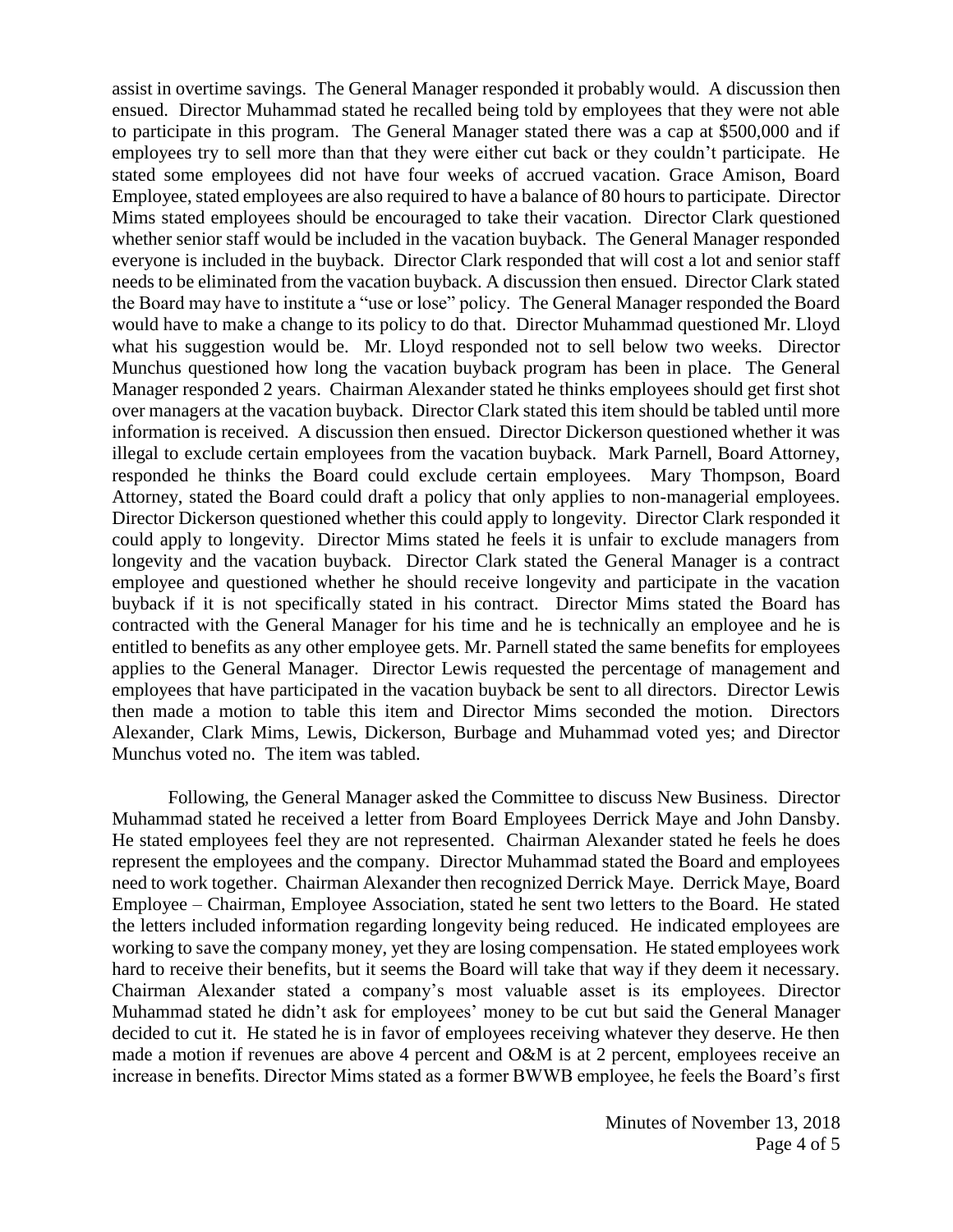assist in overtime savings. The General Manager responded it probably would. A discussion then ensued. Director Muhammad stated he recalled being told by employees that they were not able to participate in this program. The General Manager stated there was a cap at $500,000 and if employees try to sell more than that they were either cut back or they couldn't participate. He stated some employees did not have four weeks of accrued vacation. Grace Amison, Board Employee, stated employees are also required to have a balance of 80 hours to participate. Director Mims stated employees should be encouraged to take their vacation. Director Clark questioned whether senior staff would be included in the vacation buyback. The General Manager responded everyone is included in the buyback. Director Clark responded that will cost a lot and senior staff needs to be eliminated from the vacation buyback. A discussion then ensued. Director Clark stated the Board may have to institute a "use or lose" policy. The General Manager responded the Board would have to make a change to its policy to do that. Director Muhammad questioned Mr. Lloyd what his suggestion would be. Mr. Lloyd responded not to sell below two weeks. Director Munchus questioned how long the vacation buyback program has been in place. The General Manager responded 2 years. Chairman Alexander stated he thinks employees should get first shot over managers at the vacation buyback. Director Clark stated this item should be tabled until more information is received. A discussion then ensued. Director Dickerson questioned whether it was illegal to exclude certain employees from the vacation buyback. Mark Parnell, Board Attorney, responded he thinks the Board could exclude certain employees. Mary Thompson, Board Attorney, stated the Board could draft a policy that only applies to non-managerial employees. Director Dickerson questioned whether this could apply to longevity. Director Clark responded it could apply to longevity. Director Mims stated he feels it is unfair to exclude managers from longevity and the vacation buyback. Director Clark stated the General Manager is a contract employee and questioned whether he should receive longevity and participate in the vacation buyback if it is not specifically stated in his contract. Director Mims stated the Board has contracted with the General Manager for his time and he is technically an employee and he is entitled to benefits as any other employee gets. Mr. Parnell stated the same benefits for employees applies to the General Manager. Director Lewis requested the percentage of management and employees that have participated in the vacation buyback be sent to all directors. Director Lewis then made a motion to table this item and Director Mims seconded the motion. Directors Alexander, Clark Mims, Lewis, Dickerson, Burbage and Muhammad voted yes; and Director Munchus voted no. The item was tabled.

Following, the General Manager asked the Committee to discuss New Business. Director Muhammad stated he received a letter from Board Employees Derrick Maye and John Dansby. He stated employees feel they are not represented. Chairman Alexander stated he feels he does represent the employees and the company. Director Muhammad stated the Board and employees need to work together. Chairman Alexander then recognized Derrick Maye. Derrick Maye, Board Employee – Chairman, Employee Association, stated he sent two letters to the Board. He stated the letters included information regarding longevity being reduced. He indicated employees are working to save the company money, yet they are losing compensation. He stated employees work hard to receive their benefits, but it seems the Board will take that way if they deem it necessary. Chairman Alexander stated a company's most valuable asset is its employees. Director Muhammad stated he didn't ask for employees' money to be cut but said the General Manager decided to cut it. He stated he is in favor of employees receiving whatever they deserve. He then made a motion if revenues are above 4 percent and O&M is at 2 percent, employees receive an increase in benefits. Director Mims stated as a former BWWB employee, he feels the Board's first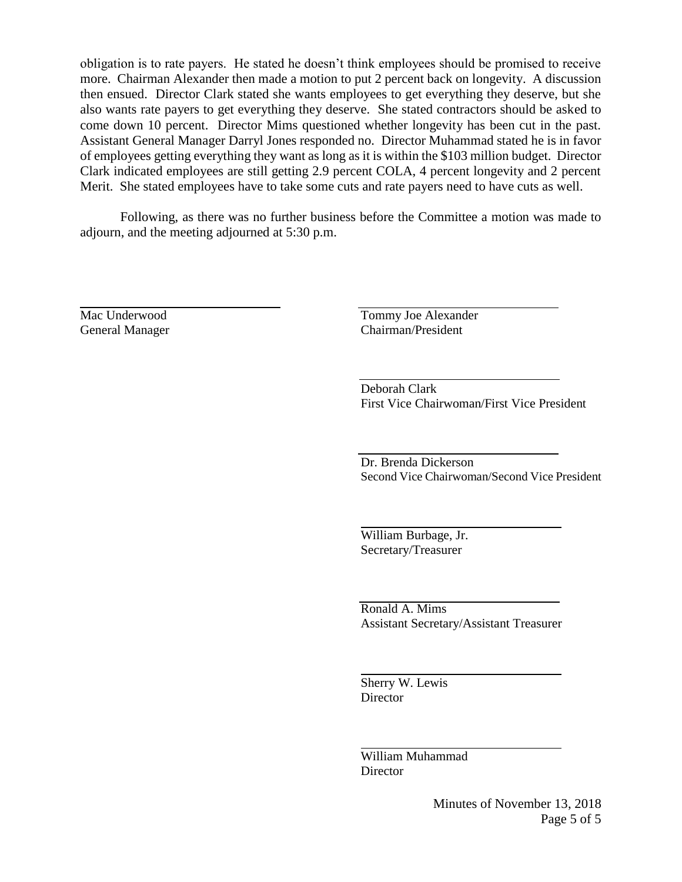obligation is to rate payers. He stated he doesn't think employees should be promised to receive more. Chairman Alexander then made a motion to put 2 percent back on longevity. A discussion then ensued. Director Clark stated she wants employees to get everything they deserve, but she also wants rate payers to get everything they deserve. She stated contractors should be asked to come down 10 percent. Director Mims questioned whether longevity has been cut in the past. Assistant General Manager Darryl Jones responded no. Director Muhammad stated he is in favor of employees getting everything they want as long as it is within the $103 million budget. Director Clark indicated employees are still getting 2.9 percent COLA, 4 percent longevity and 2 percent Merit. She stated employees have to take some cuts and rate payers need to have cuts as well.

Following, as there was no further business before the Committee a motion was made to adjourn, and the meeting adjourned at 5:30 p.m.

Mac Underwood
General Manager

Tommy Joe Alexander
Chairman/President

Deborah Clark
First Vice Chairwoman/First Vice President

Dr. Brenda Dickerson
Second Vice Chairwoman/Second Vice President

William Burbage, Jr.
Secretary/Treasurer

Ronald A. Mims
Assistant Secretary/Assistant Treasurer

Sherry W. Lewis
Director

William Muhammad
Director

Minutes of November 13, 2018